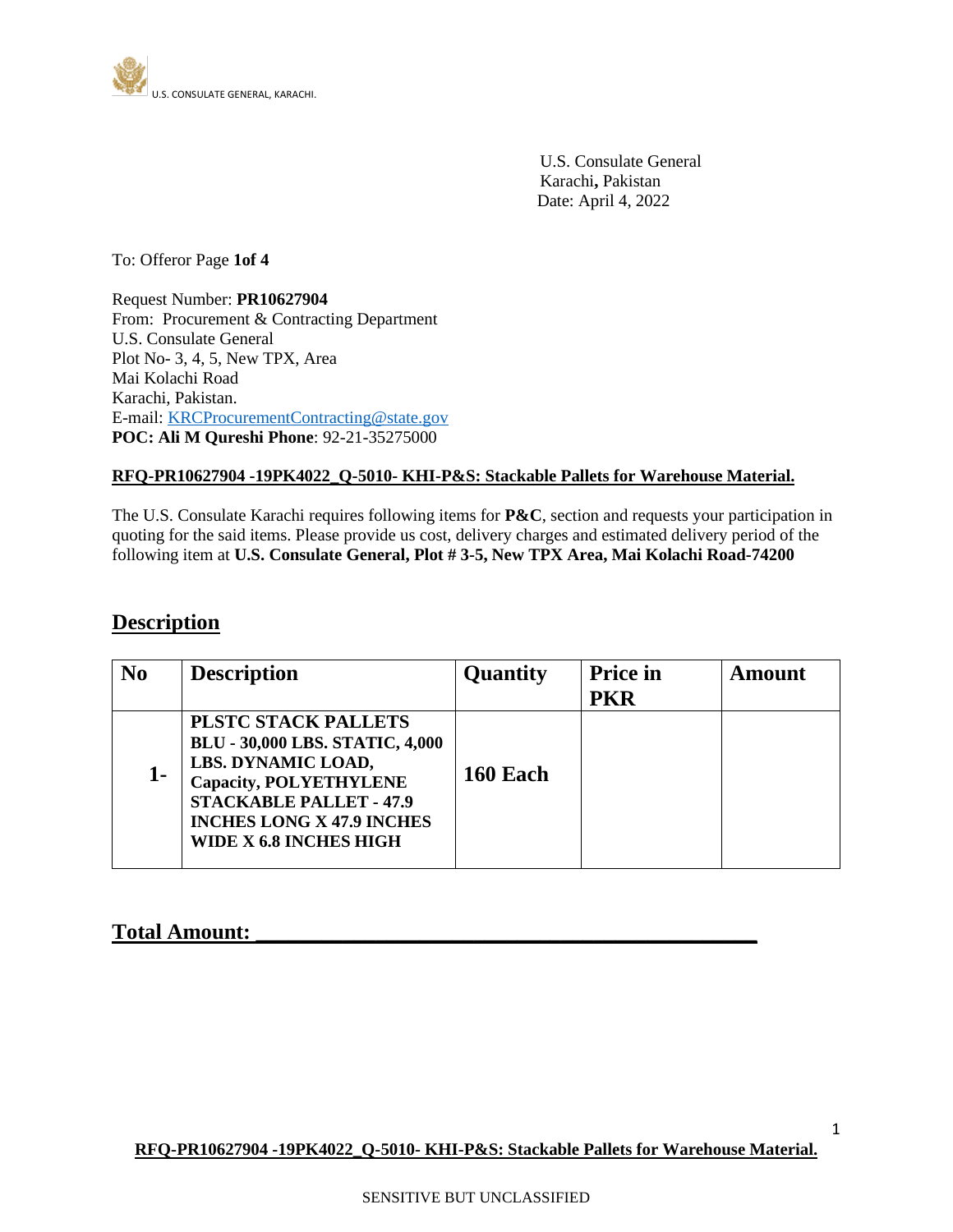U.S. CONSULATE GENERAL, KARACHI.

U.S. Consulate General
Karachi**,** Pakistan
Date: April 4, 2022

To: Offeror Page **1of 4**

Request Number: **PR10627904**
From: Procurement & Contracting Department
U.S. Consulate General
Plot No- 3, 4, 5, New TPX, Area
Mai Kolachi Road
Karachi, Pakistan.
E-mail: KRCProcurementContracting@state.gov
**POC: Ali M Qureshi Phone**: 92-21-35275000

**RFQ-PR10627904 -19PK4022_Q-5010- KHI-P&S: Stackable Pallets for Warehouse Material.**

The U.S. Consulate Karachi requires following items for **P&C**, section and requests your participation in quoting for the said items. Please provide us cost, delivery charges and estimated delivery period of the following item at **U.S. Consulate General, Plot # 3-5, New TPX Area, Mai Kolachi Road-74200**

## Description

| No | Description | Quantity | Price in PKR | Amount |
|---|---|---|---|---|
| 1- | PLSTC STACK PALLETS BLU - 30,000 LBS. STATIC, 4,000 LBS. DYNAMIC LOAD, Capacity, POLYETHYLENE STACKABLE PALLET - 47.9 INCHES LONG X 47.9 INCHES WIDE X 6.8 INCHES HIGH | 160 Each | | |

**Total Amount: ____________________________________________**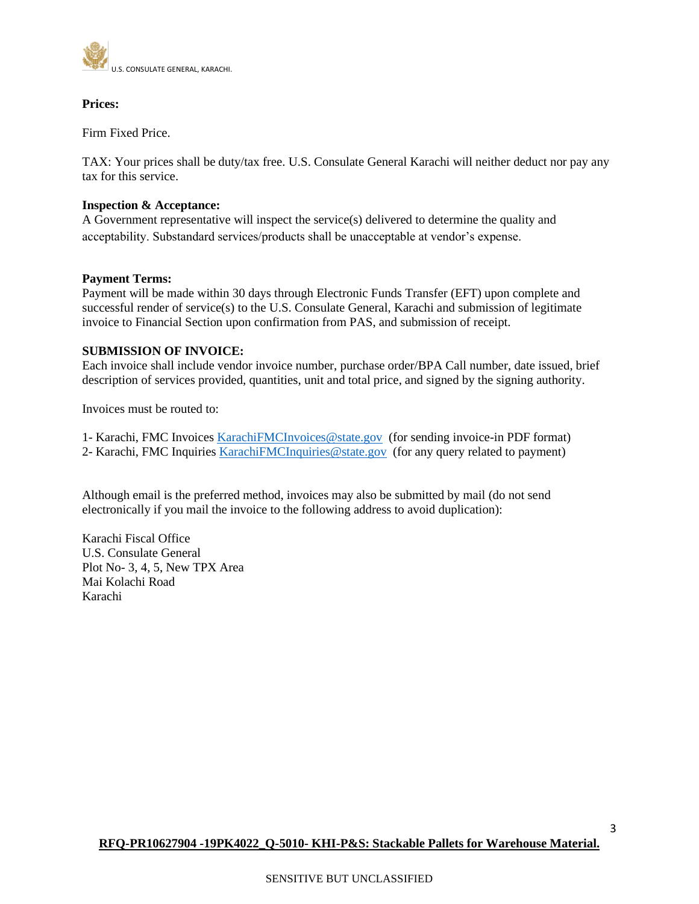**Prices:**

Firm Fixed Price.

TAX: Your prices shall be duty/tax free. U.S. Consulate General Karachi will neither deduct nor pay any tax for this service.

**Inspection & Acceptance:**
A Government representative will inspect the service(s) delivered to determine the quality and acceptability. Substandard services/products shall be unacceptable at vendor's expense.

**Payment Terms:**
Payment will be made within 30 days through Electronic Funds Transfer (EFT) upon complete and successful render of service(s) to the U.S. Consulate General, Karachi and submission of legitimate invoice to Financial Section upon confirmation from PAS, and submission of receipt.

**SUBMISSION OF INVOICE:**
Each invoice shall include vendor invoice number, purchase order/BPA Call number, date issued, brief description of services provided, quantities, unit and total price, and signed by the signing authority.

Invoices must be routed to:

1- Karachi, FMC Invoices KarachiFMCInvoices@state.gov (for sending invoice-in PDF format)
2- Karachi, FMC Inquiries KarachiFMCInquiries@state.gov (for any query related to payment)

Although email is the preferred method, invoices may also be submitted by mail (do not send electronically if you mail the invoice to the following address to avoid duplication):

Karachi Fiscal Office
U.S. Consulate General
Plot No- 3, 4, 5, New TPX Area
Mai Kolachi Road
Karachi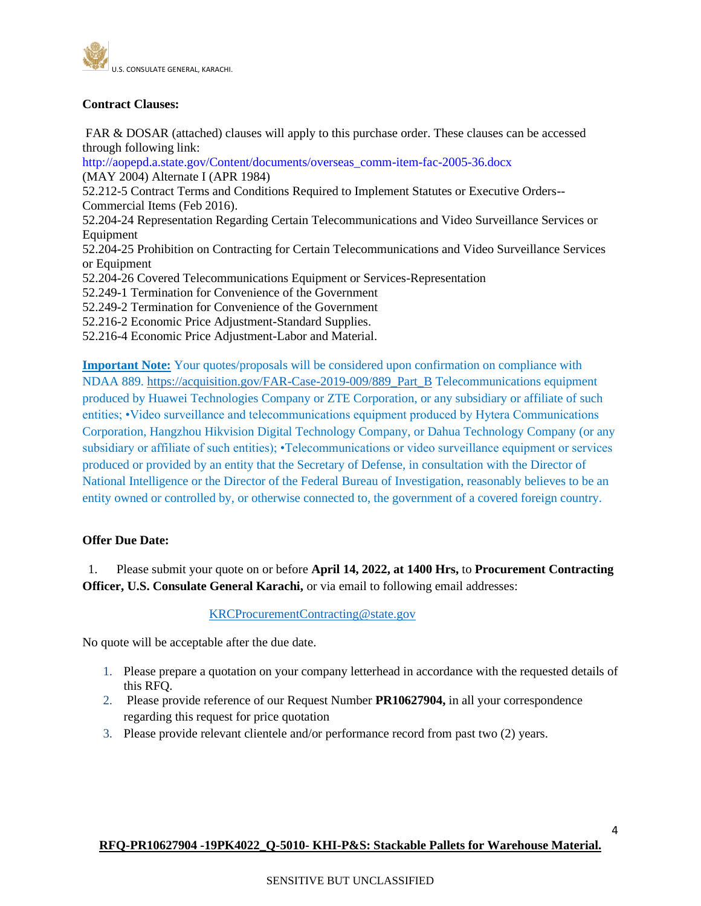**Contract Clauses:**

FAR & DOSAR (attached) clauses will apply to this purchase order. These clauses can be accessed through following link:

http://aopepd.a.state.gov/Content/documents/overseas_comm-item-fac-2005-36.docx

(MAY 2004) Alternate I (APR 1984)

52.212-5 Contract Terms and Conditions Required to Implement Statutes or Executive Orders--Commercial Items (Feb 2016).

52.204-24 Representation Regarding Certain Telecommunications and Video Surveillance Services or Equipment

52.204-25 Prohibition on Contracting for Certain Telecommunications and Video Surveillance Services or Equipment

52.204-26 Covered Telecommunications Equipment or Services-Representation

52.249-1 Termination for Convenience of the Government

52.249-2 Termination for Convenience of the Government

52.216-2 Economic Price Adjustment-Standard Supplies.

52.216-4 Economic Price Adjustment-Labor and Material.

**Important Note:** Your quotes/proposals will be considered upon confirmation on compliance with NDAA 889. https://acquisition.gov/FAR-Case-2019-009/889_Part_B Telecommunications equipment produced by Huawei Technologies Company or ZTE Corporation, or any subsidiary or affiliate of such entities; •Video surveillance and telecommunications equipment produced by Hytera Communications Corporation, Hangzhou Hikvision Digital Technology Company, or Dahua Technology Company (or any subsidiary or affiliate of such entities); •Telecommunications or video surveillance equipment or services produced or provided by an entity that the Secretary of Defense, in consultation with the Director of National Intelligence or the Director of the Federal Bureau of Investigation, reasonably believes to be an entity owned or controlled by, or otherwise connected to, the government of a covered foreign country.

**Offer Due Date:**

1. Please submit your quote on or before **April 14, 2022, at 1400 Hrs,** to **Procurement Contracting Officer, U.S. Consulate General Karachi,** or via email to following email addresses:

KRCProcurementContracting@state.gov

No quote will be acceptable after the due date.

1. Please prepare a quotation on your company letterhead in accordance with the requested details of this RFQ.
2. Please provide reference of our Request Number **PR10627904,** in all your correspondence regarding this request for price quotation
3. Please provide relevant clientele and/or performance record from past two (2) years.